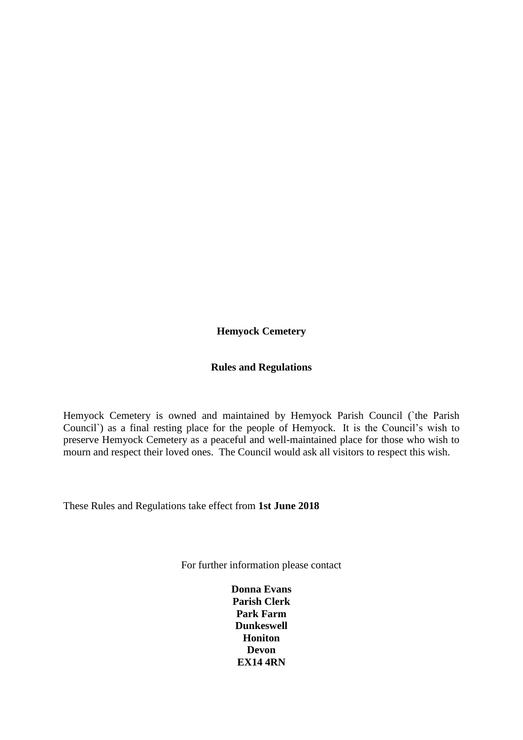# Hemyock Cemetery

## Rules and Regulations

Hemyock Cemetery is owned and maintained by Hemyock Parish Council (`the Parish Council`) as a final resting place for the people of Hemyock. It is the Council's wish to preserve Hemyock Cemetery as a peaceful and well-maintained place for those who wish to mourn and respect their loved ones. The Council would ask all visitors to respect this wish.

These Rules and Regulations take effect from **1st June 2018**

For further information please contact

**Donna Evans**
**Parish Clerk**
**Park Farm**
**Dunkeswell**
**Honiton**
**Devon**
**EX14 4RN**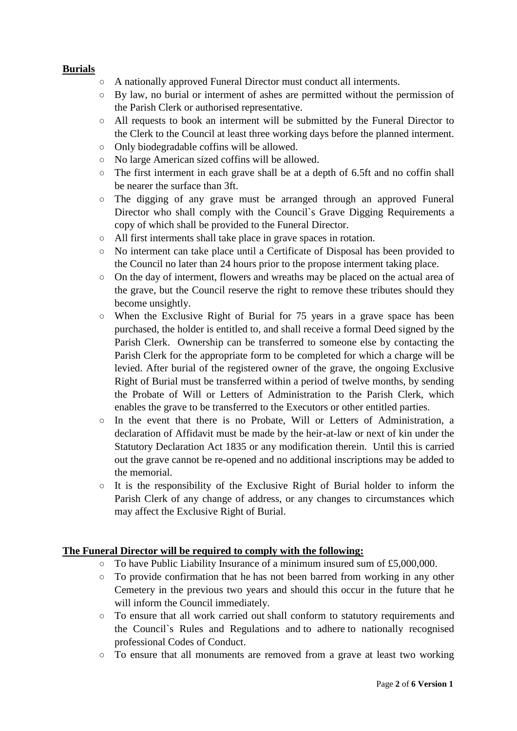**Burials**

- A nationally approved Funeral Director must conduct all interments.
- By law, no burial or interment of ashes are permitted without the permission of the Parish Clerk or authorised representative.
- All requests to book an interment will be submitted by the Funeral Director to the Clerk to the Council at least three working days before the planned interment.
- Only biodegradable coffins will be allowed.
- No large American sized coffins will be allowed.
- The first interment in each grave shall be at a depth of 6.5ft and no coffin shall be nearer the surface than 3ft.
- The digging of any grave must be arranged through an approved Funeral Director who shall comply with the Council`s Grave Digging Requirements a copy of which shall be provided to the Funeral Director.
- All first interments shall take place in grave spaces in rotation.
- No interment can take place until a Certificate of Disposal has been provided to the Council no later than 24 hours prior to the propose interment taking place.
- On the day of interment, flowers and wreaths may be placed on the actual area of the grave, but the Council reserve the right to remove these tributes should they become unsightly.
- When the Exclusive Right of Burial for 75 years in a grave space has been purchased, the holder is entitled to, and shall receive a formal Deed signed by the Parish Clerk. Ownership can be transferred to someone else by contacting the Parish Clerk for the appropriate form to be completed for which a charge will be levied. After burial of the registered owner of the grave, the ongoing Exclusive Right of Burial must be transferred within a period of twelve months, by sending the Probate of Will or Letters of Administration to the Parish Clerk, which enables the grave to be transferred to the Executors or other entitled parties.
- In the event that there is no Probate, Will or Letters of Administration, a declaration of Affidavit must be made by the heir-at-law or next of kin under the Statutory Declaration Act 1835 or any modification therein. Until this is carried out the grave cannot be re-opened and no additional inscriptions may be added to the memorial.
- It is the responsibility of the Exclusive Right of Burial holder to inform the Parish Clerk of any change of address, or any changes to circumstances which may affect the Exclusive Right of Burial.

**The Funeral Director will be required to comply with the following:**

- To have Public Liability Insurance of a minimum insured sum of £5,000,000.
- To provide confirmation that he has not been barred from working in any other Cemetery in the previous two years and should this occur in the future that he will inform the Council immediately.
- To ensure that all work carried out shall conform to statutory requirements and the Council`s Rules and Regulations and to adhere to nationally recognised professional Codes of Conduct.
- To ensure that all monuments are removed from a grave at least two working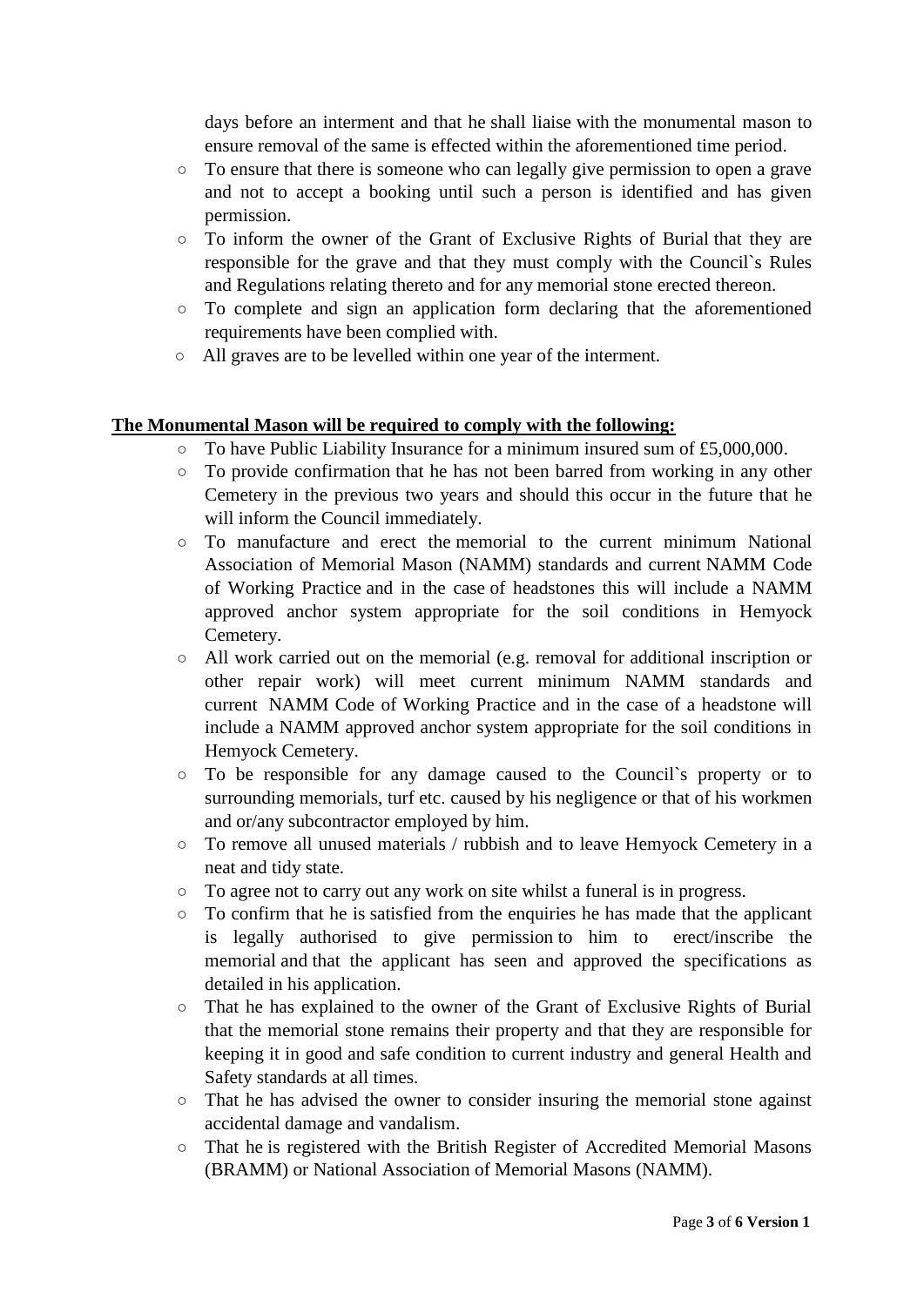days before an interment and that he shall liaise with the monumental mason to ensure removal of the same is effected within the aforementioned time period.

- To ensure that there is someone who can legally give permission to open a grave and not to accept a booking until such a person is identified and has given permission.
- To inform the owner of the Grant of Exclusive Rights of Burial that they are responsible for the grave and that they must comply with the Council`s Rules and Regulations relating thereto and for any memorial stone erected thereon.
- To complete and sign an application form declaring that the aforementioned requirements have been complied with.
- All graves are to be levelled within one year of the interment.

**The Monumental Mason will be required to comply with the following:**

- To have Public Liability Insurance for a minimum insured sum of £5,000,000.
- To provide confirmation that he has not been barred from working in any other Cemetery in the previous two years and should this occur in the future that he will inform the Council immediately.
- To manufacture and erect the memorial to the current minimum National Association of Memorial Mason (NAMM) standards and current NAMM Code of Working Practice and in the case of headstones this will include a NAMM approved anchor system appropriate for the soil conditions in Hemyock Cemetery.
- All work carried out on the memorial (e.g. removal for additional inscription or other repair work) will meet current minimum NAMM standards and current NAMM Code of Working Practice and in the case of a headstone will include a NAMM approved anchor system appropriate for the soil conditions in Hemyock Cemetery.
- To be responsible for any damage caused to the Council`s property or to surrounding memorials, turf etc. caused by his negligence or that of his workmen and or/any subcontractor employed by him.
- To remove all unused materials / rubbish and to leave Hemyock Cemetery in a neat and tidy state.
- To agree not to carry out any work on site whilst a funeral is in progress.
- To confirm that he is satisfied from the enquiries he has made that the applicant is legally authorised to give permission to him to erect/inscribe the memorial and that the applicant has seen and approved the specifications as detailed in his application.
- That he has explained to the owner of the Grant of Exclusive Rights of Burial that the memorial stone remains their property and that they are responsible for keeping it in good and safe condition to current industry and general Health and Safety standards at all times.
- That he has advised the owner to consider insuring the memorial stone against accidental damage and vandalism.
- That he is registered with the British Register of Accredited Memorial Masons (BRAMM) or National Association of Memorial Masons (NAMM).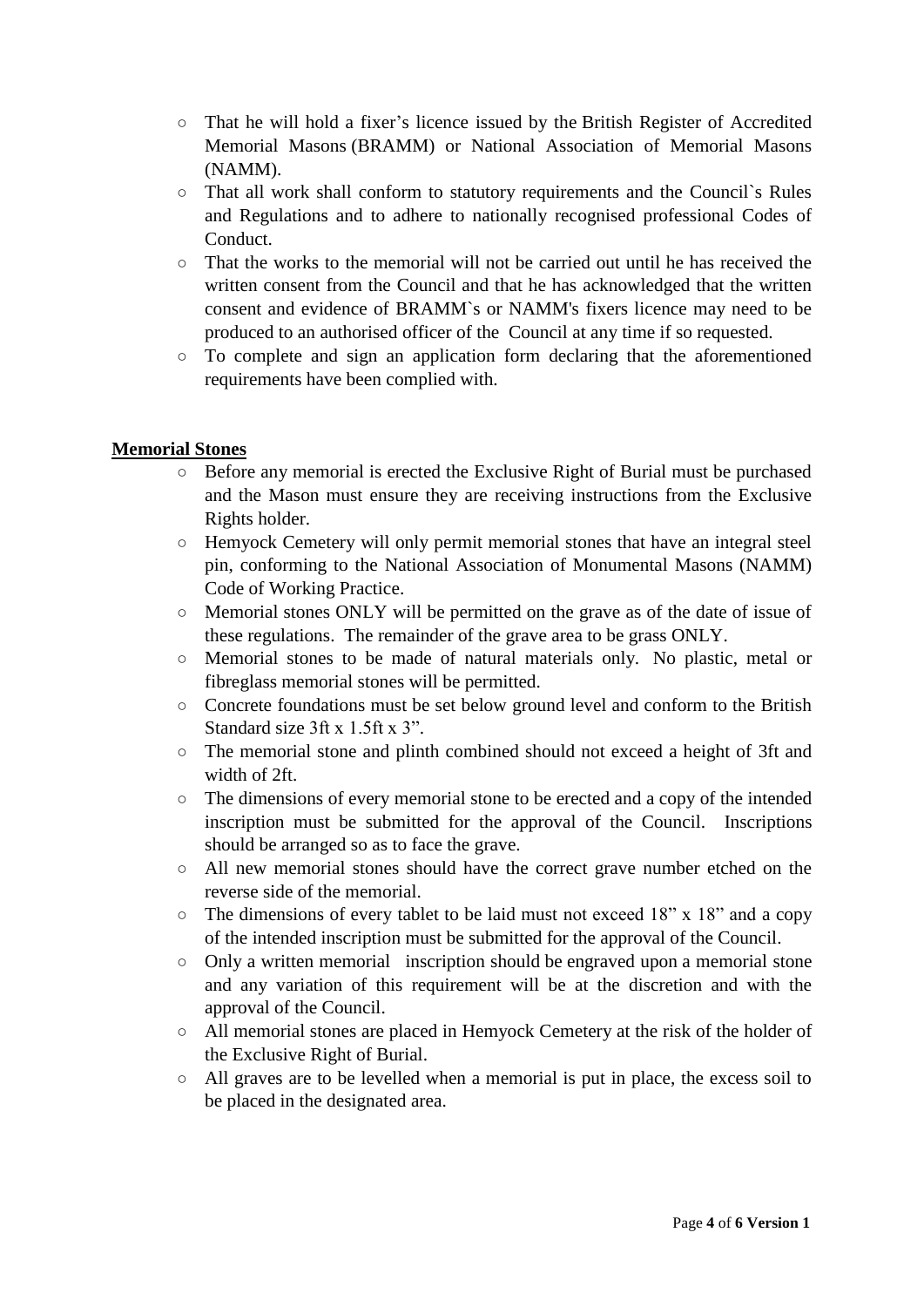- That he will hold a fixer's licence issued by the British Register of Accredited Memorial Masons (BRAMM) or National Association of Memorial Masons (NAMM).
- That all work shall conform to statutory requirements and the Council`s Rules and Regulations and to adhere to nationally recognised professional Codes of Conduct.
- That the works to the memorial will not be carried out until he has received the written consent from the Council and that he has acknowledged that the written consent and evidence of BRAMM`s or NAMM's fixers licence may need to be produced to an authorised officer of the Council at any time if so requested.
- To complete and sign an application form declaring that the aforementioned requirements have been complied with.

## Memorial Stones

- Before any memorial is erected the Exclusive Right of Burial must be purchased and the Mason must ensure they are receiving instructions from the Exclusive Rights holder.
- Hemyock Cemetery will only permit memorial stones that have an integral steel pin, conforming to the National Association of Monumental Masons (NAMM) Code of Working Practice.
- Memorial stones ONLY will be permitted on the grave as of the date of issue of these regulations. The remainder of the grave area to be grass ONLY.
- Memorial stones to be made of natural materials only. No plastic, metal or fibreglass memorial stones will be permitted.
- Concrete foundations must be set below ground level and conform to the British Standard size 3ft x 1.5ft x 3".
- The memorial stone and plinth combined should not exceed a height of 3ft and width of 2ft.
- The dimensions of every memorial stone to be erected and a copy of the intended inscription must be submitted for the approval of the Council. Inscriptions should be arranged so as to face the grave.
- All new memorial stones should have the correct grave number etched on the reverse side of the memorial.
- The dimensions of every tablet to be laid must not exceed 18" x 18" and a copy of the intended inscription must be submitted for the approval of the Council.
- Only a written memorial inscription should be engraved upon a memorial stone and any variation of this requirement will be at the discretion and with the approval of the Council.
- All memorial stones are placed in Hemyock Cemetery at the risk of the holder of the Exclusive Right of Burial.
- All graves are to be levelled when a memorial is put in place, the excess soil to be placed in the designated area.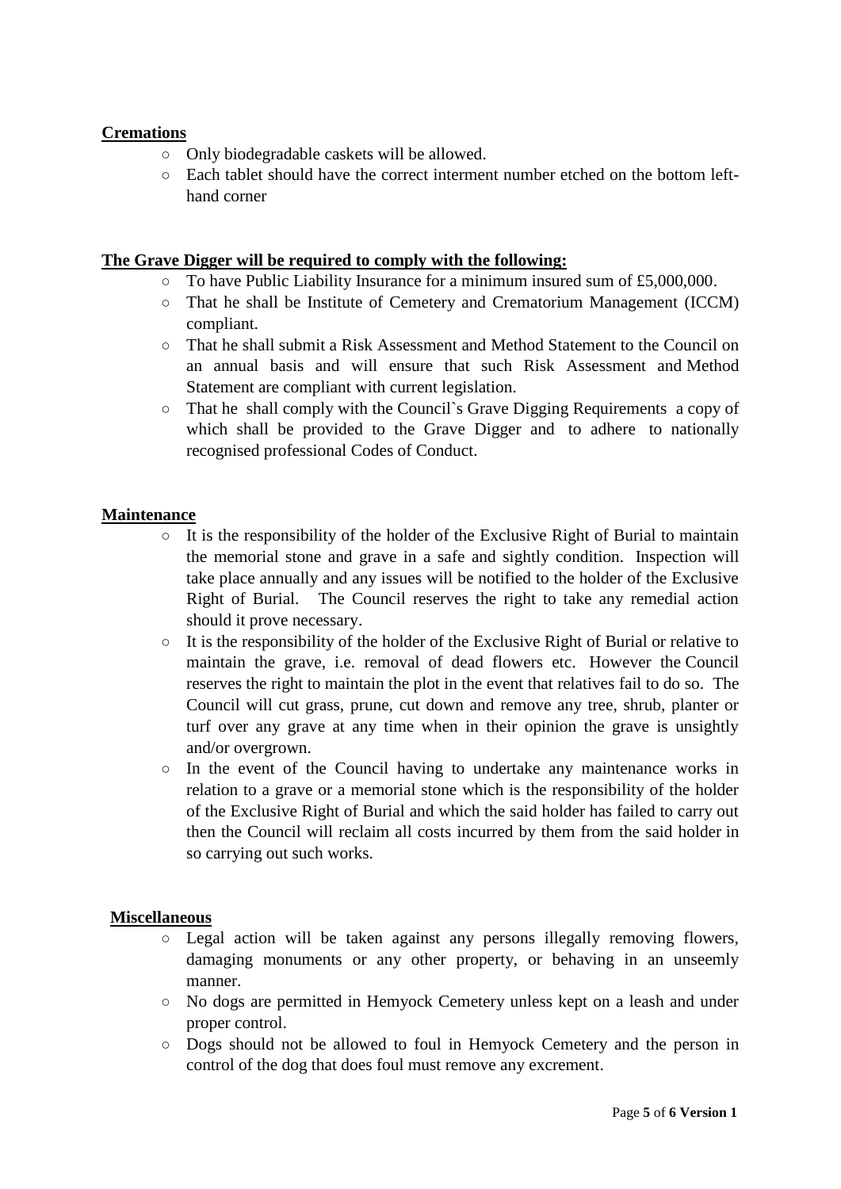**Cremations**

- Only biodegradable caskets will be allowed.
- Each tablet should have the correct interment number etched on the bottom left-hand corner

**The Grave Digger will be required to comply with the following:**

- To have Public Liability Insurance for a minimum insured sum of £5,000,000.
- That he shall be Institute of Cemetery and Crematorium Management (ICCM) compliant.
- That he shall submit a Risk Assessment and Method Statement to the Council on an annual basis and will ensure that such Risk Assessment and Method Statement are compliant with current legislation.
- That he shall comply with the Council`s Grave Digging Requirements a copy of which shall be provided to the Grave Digger and to adhere to nationally recognised professional Codes of Conduct.

**Maintenance**

- It is the responsibility of the holder of the Exclusive Right of Burial to maintain the memorial stone and grave in a safe and sightly condition. Inspection will take place annually and any issues will be notified to the holder of the Exclusive Right of Burial. The Council reserves the right to take any remedial action should it prove necessary.
- It is the responsibility of the holder of the Exclusive Right of Burial or relative to maintain the grave, i.e. removal of dead flowers etc. However the Council reserves the right to maintain the plot in the event that relatives fail to do so. The Council will cut grass, prune, cut down and remove any tree, shrub, planter or turf over any grave at any time when in their opinion the grave is unsightly and/or overgrown.
- In the event of the Council having to undertake any maintenance works in relation to a grave or a memorial stone which is the responsibility of the holder of the Exclusive Right of Burial and which the said holder has failed to carry out then the Council will reclaim all costs incurred by them from the said holder in so carrying out such works.

**Miscellaneous**

- Legal action will be taken against any persons illegally removing flowers, damaging monuments or any other property, or behaving in an unseemly manner.
- No dogs are permitted in Hemyock Cemetery unless kept on a leash and under proper control.
- Dogs should not be allowed to foul in Hemyock Cemetery and the person in control of the dog that does foul must remove any excrement.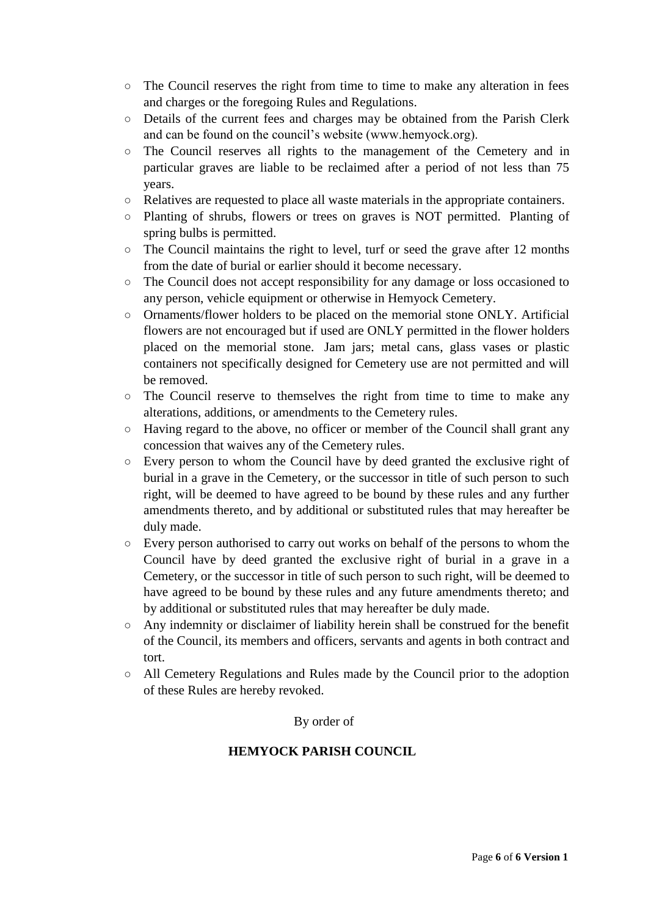- The Council reserves the right from time to time to make any alteration in fees and charges or the foregoing Rules and Regulations.
- Details of the current fees and charges may be obtained from the Parish Clerk and can be found on the council's website (www.hemyock.org).
- The Council reserves all rights to the management of the Cemetery and in particular graves are liable to be reclaimed after a period of not less than 75 years.
- Relatives are requested to place all waste materials in the appropriate containers.
- Planting of shrubs, flowers or trees on graves is NOT permitted. Planting of spring bulbs is permitted.
- The Council maintains the right to level, turf or seed the grave after 12 months from the date of burial or earlier should it become necessary.
- The Council does not accept responsibility for any damage or loss occasioned to any person, vehicle equipment or otherwise in Hemyock Cemetery.
- Ornaments/flower holders to be placed on the memorial stone ONLY. Artificial flowers are not encouraged but if used are ONLY permitted in the flower holders placed on the memorial stone. Jam jars; metal cans, glass vases or plastic containers not specifically designed for Cemetery use are not permitted and will be removed.
- The Council reserve to themselves the right from time to time to make any alterations, additions, or amendments to the Cemetery rules.
- Having regard to the above, no officer or member of the Council shall grant any concession that waives any of the Cemetery rules.
- Every person to whom the Council have by deed granted the exclusive right of burial in a grave in the Cemetery, or the successor in title of such person to such right, will be deemed to have agreed to be bound by these rules and any further amendments thereto, and by additional or substituted rules that may hereafter be duly made.
- Every person authorised to carry out works on behalf of the persons to whom the Council have by deed granted the exclusive right of burial in a grave in a Cemetery, or the successor in title of such person to such right, will be deemed to have agreed to be bound by these rules and any future amendments thereto; and by additional or substituted rules that may hereafter be duly made.
- Any indemnity or disclaimer of liability herein shall be construed for the benefit of the Council, its members and officers, servants and agents in both contract and tort.
- All Cemetery Regulations and Rules made by the Council prior to the adoption of these Rules are hereby revoked.

By order of

**HEMYOCK PARISH COUNCIL**